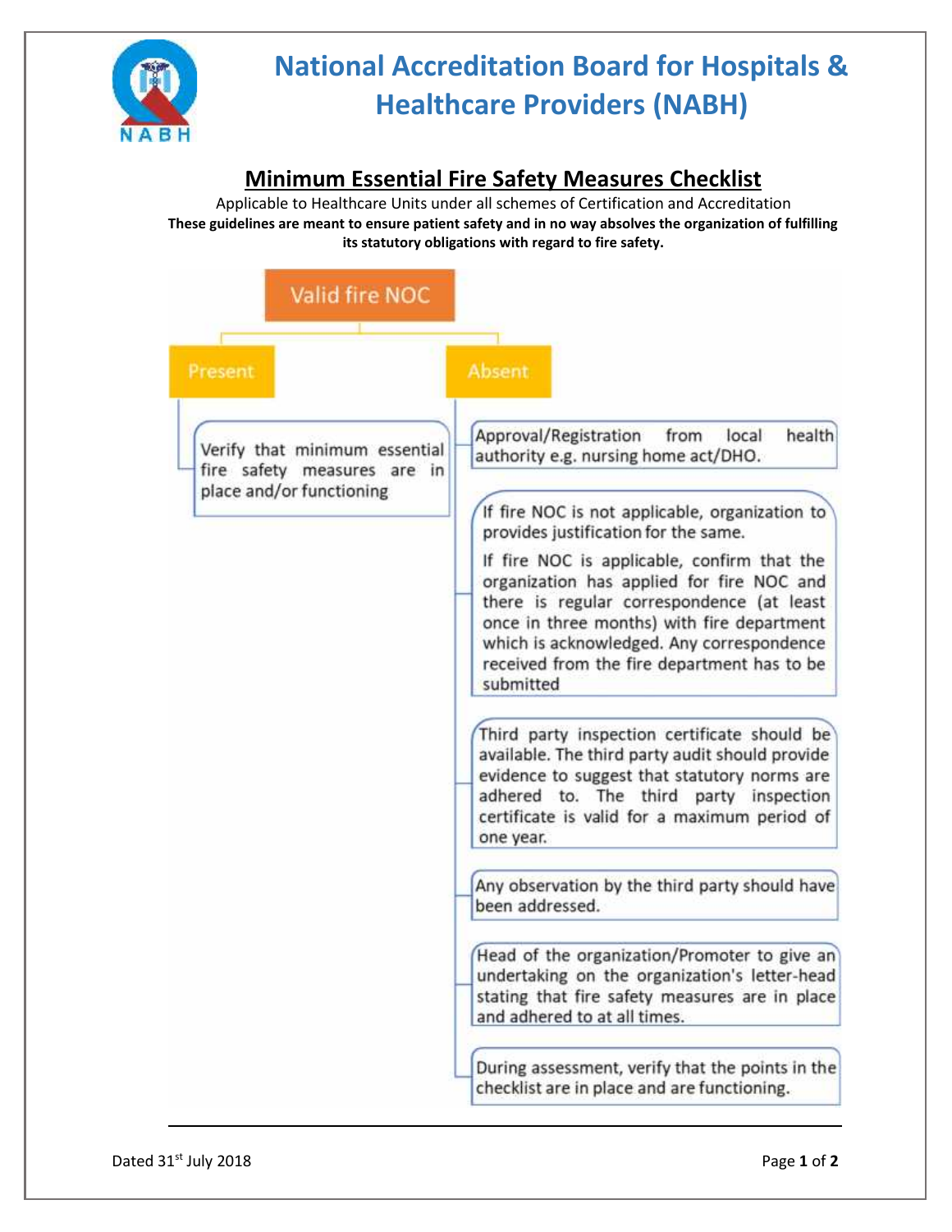# National Accreditation Board for Hospitals & Healthcare Providers (NABH)

## Minimum Essential Fire Safety Measures Checklist

Applicable to Healthcare Units under all schemes of Certification and Accreditation

**These guidelines are meant to ensure patient safety and in no way absolves the organization of fulfilling its statutory obligations with regard to fire safety.**

### Valid fire NOC

#### Present

- Verify that minimum essential fire safety measures are in place and/or functioning

#### Absent

- Approval/Registration from local health authority e.g. nursing home act/DHO.
- If fire NOC is not applicable, organization to provides justification for the same.

  If fire NOC is applicable, confirm that the organization has applied for fire NOC and there is regular correspondence (at least once in three months) with fire department which is acknowledged. Any correspondence received from the fire department has to be submitted
- Third party inspection certificate should be available. The third party audit should provide evidence to suggest that statutory norms are adhered to. The third party inspection certificate is valid for a maximum period of one year.
- Any observation by the third party should have been addressed.
- Head of the organization/Promoter to give an undertaking on the organization's letter-head stating that fire safety measures are in place and adhered to at all times.
- During assessment, verify that the points in the checklist are in place and are functioning.

Dated 31st July 2018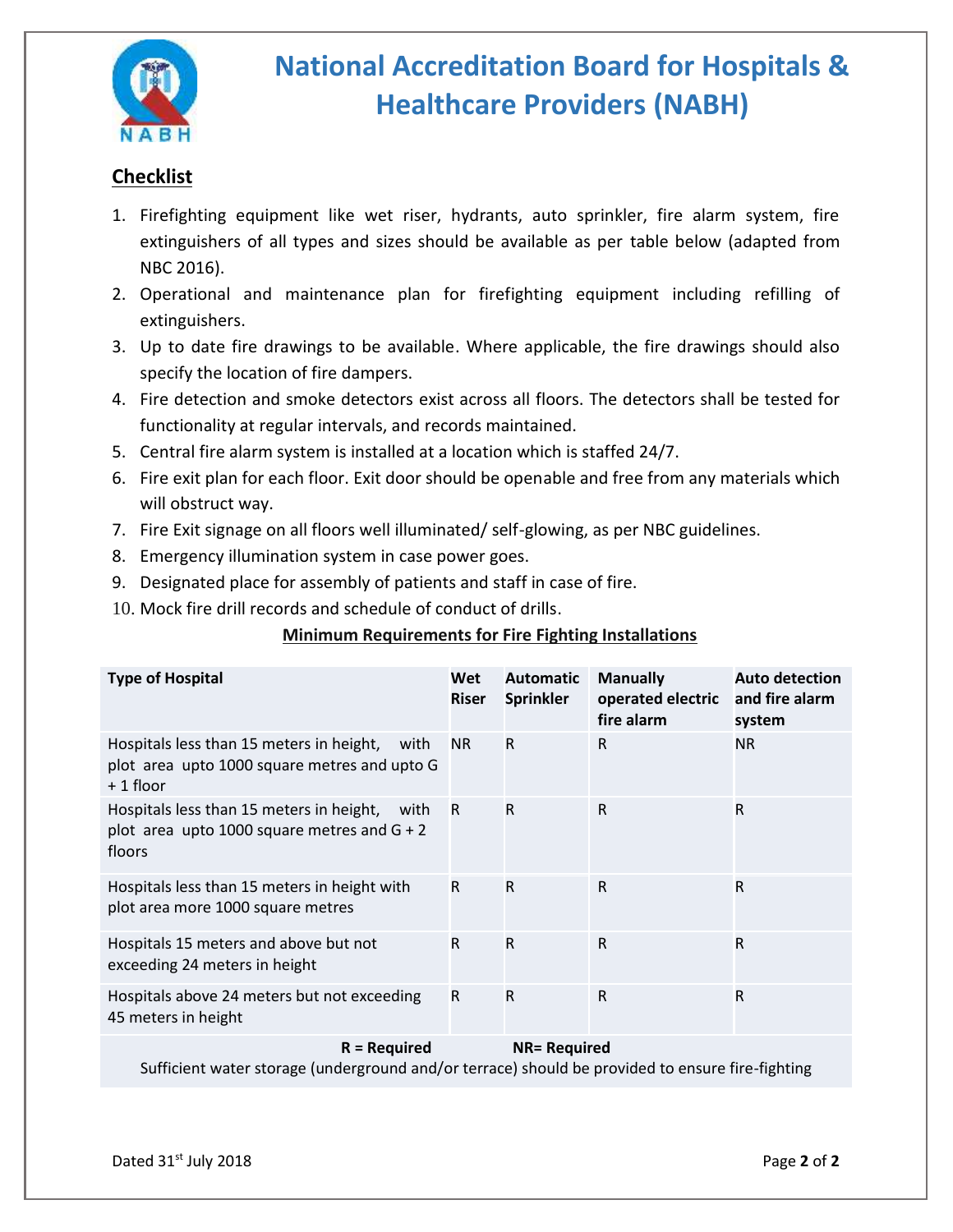# National Accreditation Board for Hospitals & Healthcare Providers (NABH)

## Checklist

1. Firefighting equipment like wet riser, hydrants, auto sprinkler, fire alarm system, fire extinguishers of all types and sizes should be available as per table below (adapted from NBC 2016).
2. Operational and maintenance plan for firefighting equipment including refilling of extinguishers.
3. Up to date fire drawings to be available. Where applicable, the fire drawings should also specify the location of fire dampers.
4. Fire detection and smoke detectors exist across all floors. The detectors shall be tested for functionality at regular intervals, and records maintained.
5. Central fire alarm system is installed at a location which is staffed 24/7.
6. Fire exit plan for each floor. Exit door should be openable and free from any materials which will obstruct way.
7. Fire Exit signage on all floors well illuminated/ self-glowing, as per NBC guidelines.
8. Emergency illumination system in case power goes.
9. Designated place for assembly of patients and staff in case of fire.
10. Mock fire drill records and schedule of conduct of drills.

**Minimum Requirements for Fire Fighting Installations**

| Type of Hospital | Wet Riser | Automatic Sprinkler | Manually operated electric fire alarm | Auto detection and fire alarm system |
|---|---|---|---|---|
| Hospitals less than 15 meters in height, with plot area upto 1000 square metres and upto G + 1 floor | NR | R | R | NR |
| Hospitals less than 15 meters in height, with plot area upto 1000 square metres and G + 2 floors | R | R | R | R |
| Hospitals less than 15 meters in height with plot area more 1000 square metres | R | R | R | R |
| Hospitals 15 meters and above but not exceeding 24 meters in height | R | R | R | R |
| Hospitals above 24 meters but not exceeding 45 meters in height | R | R | R | R |

**R = Required** **NR= Required**

Sufficient water storage (underground and/or terrace) should be provided to ensure fire-fighting

Dated 31st July 2018